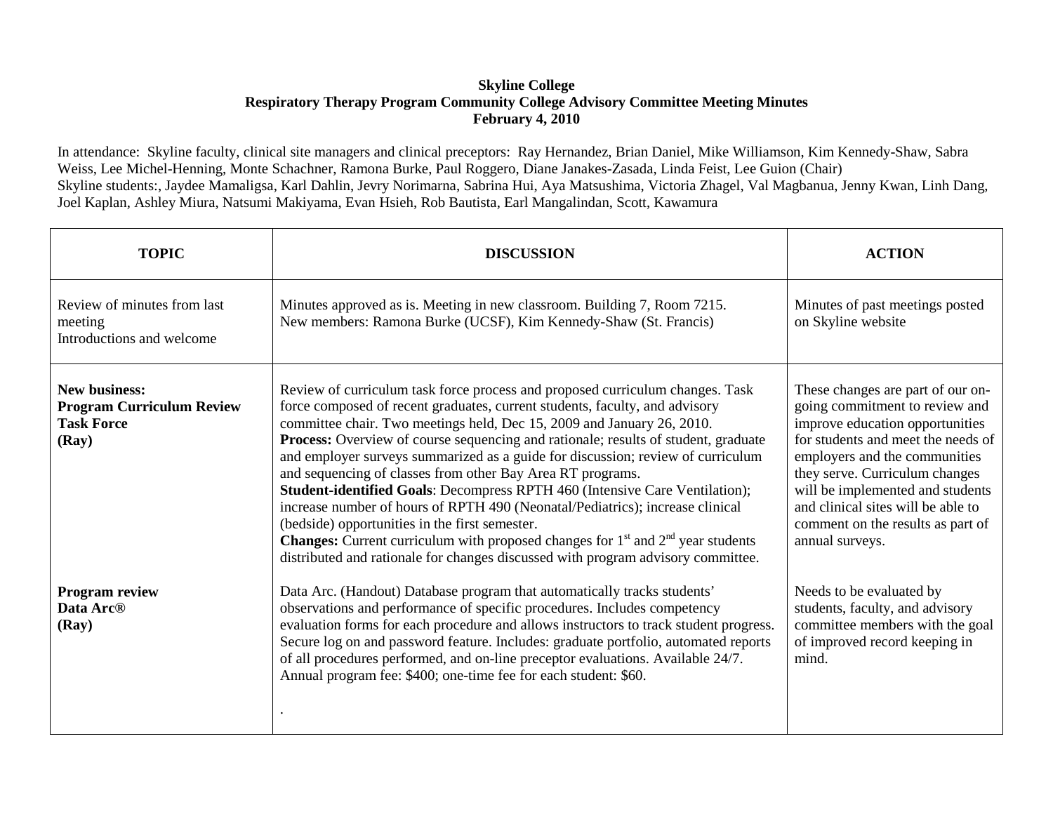**Skyline College**
**Respiratory Therapy Program Community College Advisory Committee Meeting Minutes**
**February 4, 2010**

In attendance: Skyline faculty, clinical site managers and clinical preceptors: Ray Hernandez, Brian Daniel, Mike Williamson, Kim Kennedy-Shaw, Sabra Weiss, Lee Michel-Henning, Monte Schachner, Ramona Burke, Paul Roggero, Diane Janakes-Zasada, Linda Feist, Lee Guion (Chair)
Skyline students:, Jaydee Mamaligsa, Karl Dahlin, Jevry Norimarna, Sabrina Hui, Aya Matsushima, Victoria Zhagel, Val Magbanua, Jenny Kwan, Linh Dang, Joel Kaplan, Ashley Miura, Natsumi Makiyama, Evan Hsieh, Rob Bautista, Earl Mangalindan, Scott, Kawamura

| TOPIC | DISCUSSION | ACTION |
|---|---|---|
| Review of minutes from last meeting<br>Introductions and welcome | Minutes approved as is. Meeting in new classroom. Building 7, Room 7215.<br>New members: Ramona Burke (UCSF), Kim Kennedy-Shaw (St. Francis) | Minutes of past meetings posted on Skyline website |
| **New business:**<br>**Program Curriculum Review Task Force**<br>**(Ray)** | Review of curriculum task force process and proposed curriculum changes. Task force composed of recent graduates, current students, faculty, and advisory committee chair. Two meetings held, Dec 15, 2009 and January 26, 2010.<br>**Process:** Overview of course sequencing and rationale; results of student, graduate and employer surveys summarized as a guide for discussion; review of curriculum and sequencing of classes from other Bay Area RT programs.<br>**Student-identified Goals**: Decompress RPTH 460 (Intensive Care Ventilation); increase number of hours of RPTH 490 (Neonatal/Pediatrics); increase clinical (bedside) opportunities in the first semester.<br>**Changes:** Current curriculum with proposed changes for 1st and 2nd year students distributed and rationale for changes discussed with program advisory committee. | These changes are part of our on-going commitment to review and improve education opportunities for students and meet the needs of employers and the communities they serve. Curriculum changes will be implemented and students and clinical sites will be able to comment on the results as part of annual surveys. |
| **Program review**<br>**Data Arc®**<br>**(Ray)** | Data Arc. (Handout) Database program that automatically tracks students' observations and performance of specific procedures. Includes competency evaluation forms for each procedure and allows instructors to track student progress. Secure log on and password feature. Includes: graduate portfolio, automated reports of all procedures performed, and on-line preceptor evaluations. Available 24/7. Annual program fee: $400; one-time fee for each student: $60.<br>. | Needs to be evaluated by students, faculty, and advisory committee members with the goal of improved record keeping in mind. |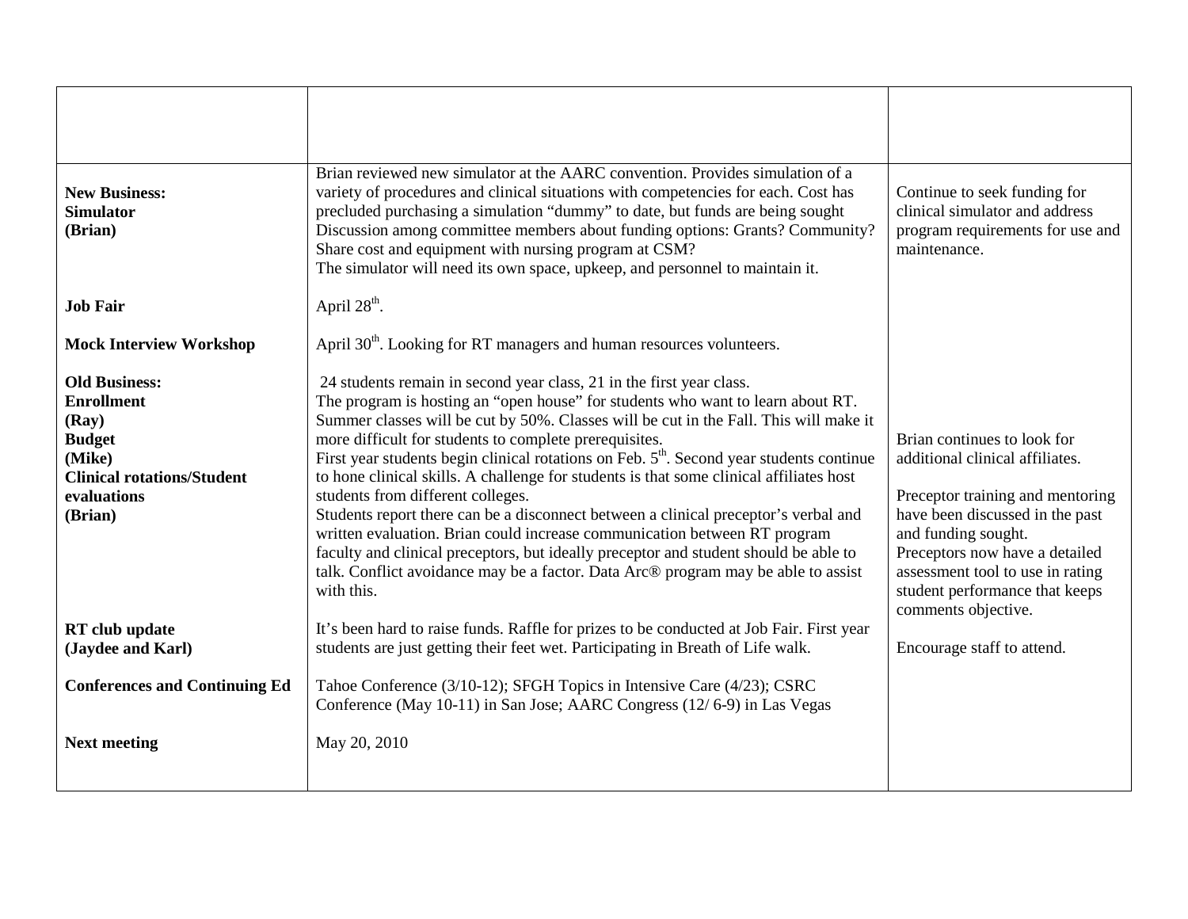| | | |
|---|---|---|
| **New Business:**<br>**Simulator**<br>**(Brian)** | Brian reviewed new simulator at the AARC convention. Provides simulation of a variety of procedures and clinical situations with competencies for each. Cost has precluded purchasing a simulation "dummy" to date, but funds are being sought Discussion among committee members about funding options: Grants? Community? Share cost and equipment with nursing program at CSM?<br>The simulator will need its own space, upkeep, and personnel to maintain it. | Continue to seek funding for clinical simulator and address program requirements for use and maintenance. |
| **Job Fair** | April 28th. | |
| **Mock Interview Workshop** | April 30th. Looking for RT managers and human resources volunteers. | |
| **Old Business:**<br>**Enrollment**<br>**(Ray)**<br>**Budget**<br>**(Mike)**<br>**Clinical rotations/Student evaluations**<br>**(Brian)** | 24 students remain in second year class, 21 in the first year class.<br>The program is hosting an "open house" for students who want to learn about RT.<br>Summer classes will be cut by 50%. Classes will be cut in the Fall. This will make it more difficult for students to complete prerequisites.<br>First year students begin clinical rotations on Feb. 5th. Second year students continue to hone clinical skills. A challenge for students is that some clinical affiliates host students from different colleges.<br>Students report there can be a disconnect between a clinical preceptor's verbal and written evaluation. Brian could increase communication between RT program faculty and clinical preceptors, but ideally preceptor and student should be able to talk. Conflict avoidance may be a factor. Data Arc® program may be able to assist with this. | Brian continues to look for additional clinical affiliates.<br><br>Preceptor training and mentoring have been discussed in the past and funding sought.<br>Preceptors now have a detailed assessment tool to use in rating student performance that keeps comments objective. |
| **RT club update**<br>**(Jaydee and Karl)** | It's been hard to raise funds. Raffle for prizes to be conducted at Job Fair. First year students are just getting their feet wet. Participating in Breath of Life walk. | Encourage staff to attend. |
| **Conferences and Continuing Ed** | Tahoe Conference (3/10-12); SFGH Topics in Intensive Care (4/23); CSRC Conference (May 10-11) in San Jose; AARC Congress (12/ 6-9) in Las Vegas | |
| **Next meeting** | May 20, 2010 | |